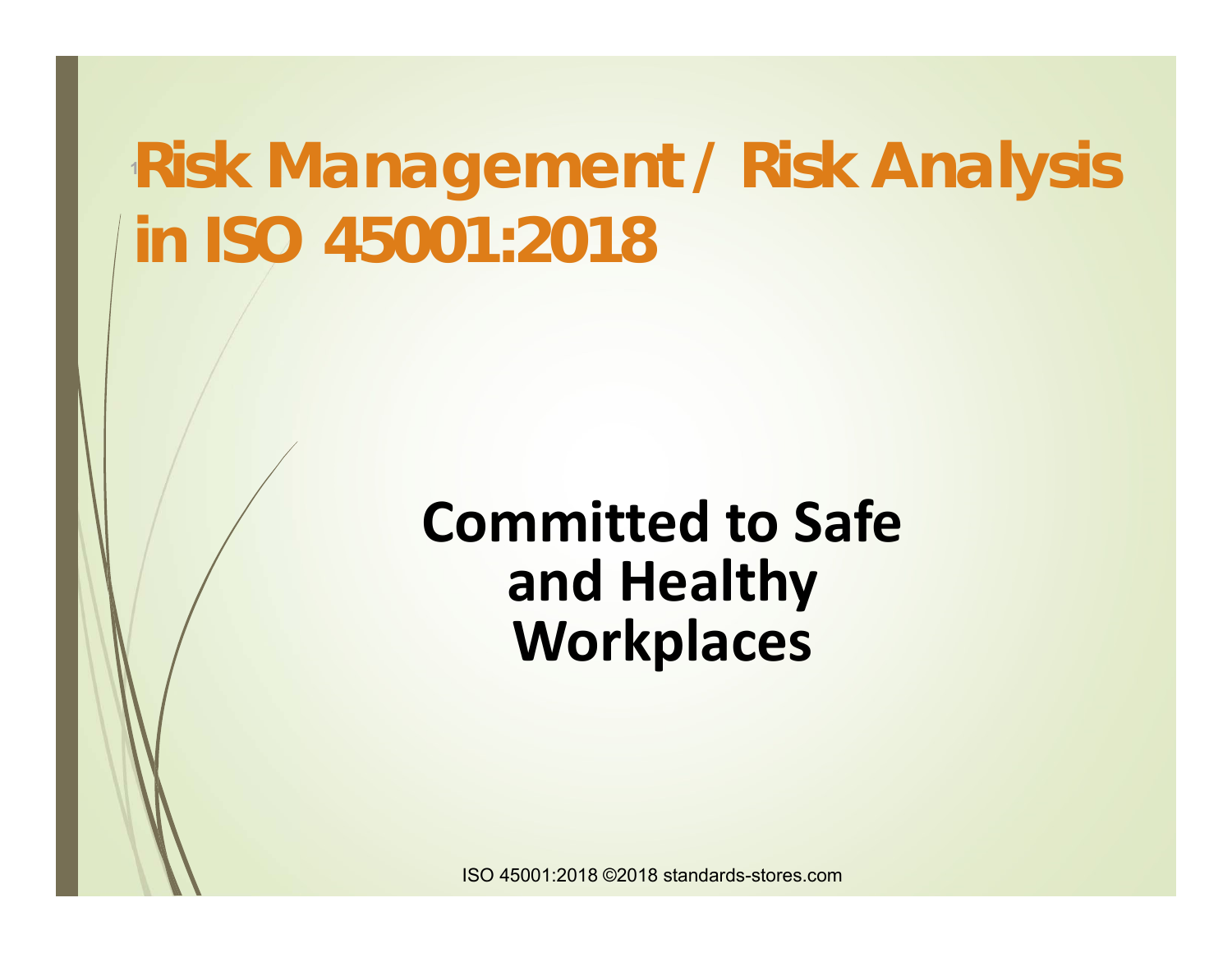# Risk Management / Risk Analysis in ISO 45001:2018

**Committed to Safe and Healthy Workplaces**

ISO 45001:2018 ©2018 standards-stores.com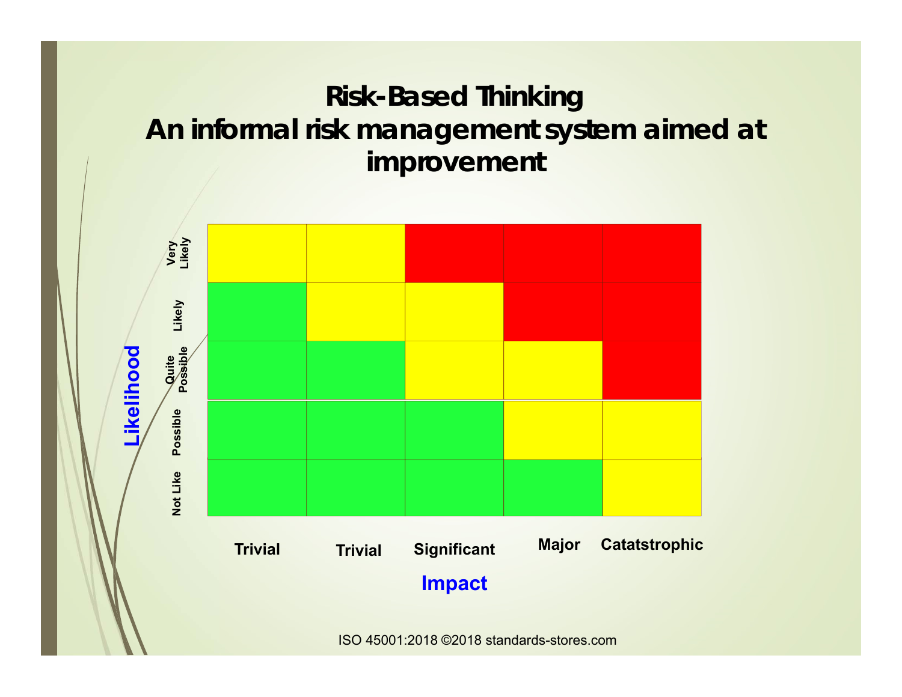# Risk-Based Thinking
## An informal risk management system aimed at improvement

| Likelihood | Trivial | Trivial | Significant | Major | Catatstrophic |
|---|---|---|---|---|---|
| Very Likely | Yellow | Yellow | Red | Red | Red |
| Likely | Green | Yellow | Yellow | Red | Red |
| Quite Possible | Green | Green | Yellow | Yellow | Red |
| Possible | Green | Green | Green | Yellow | Yellow |
| Not Like | Green | Green | Green | Green | Yellow |

Impact

ISO 45001:2018 ©2018 standards-stores.com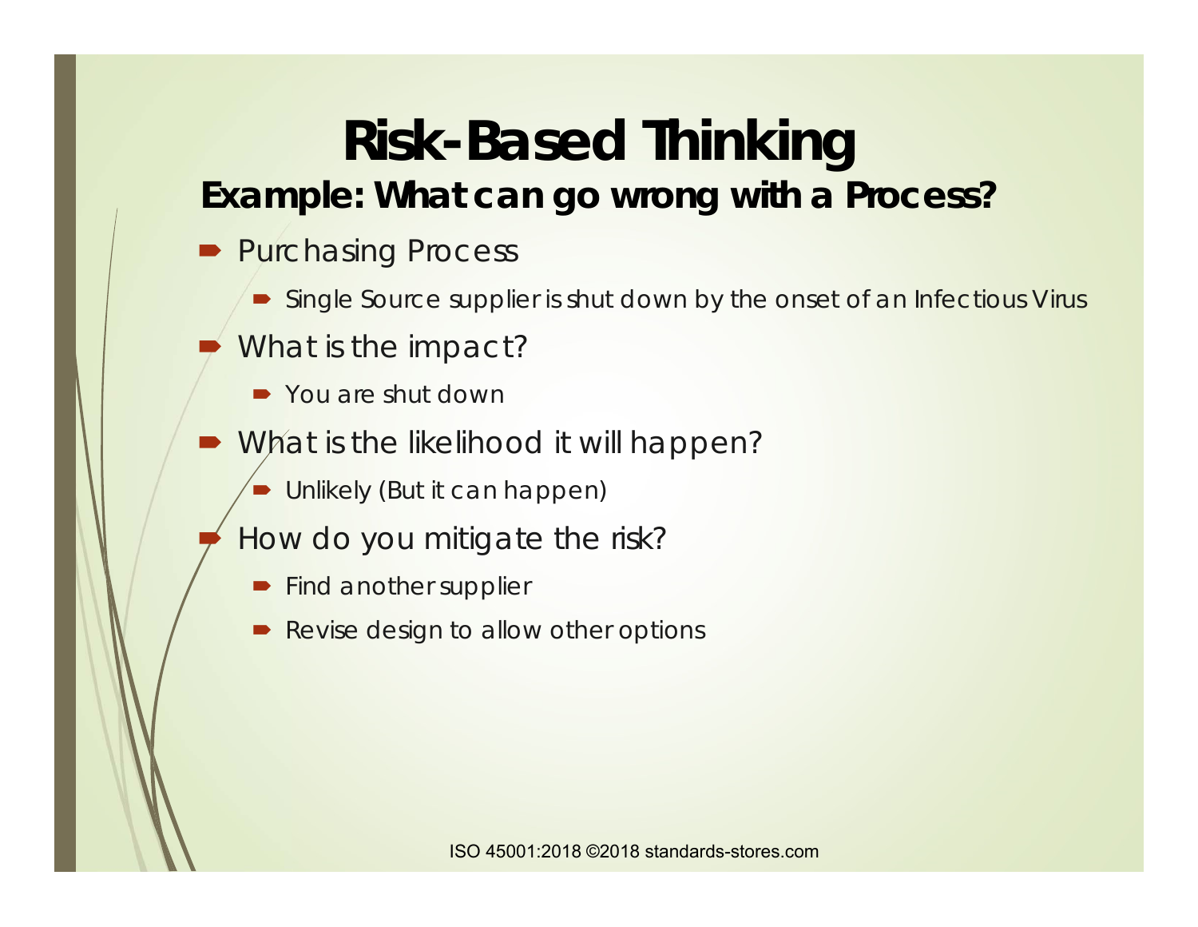# Risk-Based Thinking

## Example: What can go wrong with a Process?

- Purchasing Process
  - Single Source supplier is shut down by the onset of an Infectious Virus
- What is the impact?
  - You are shut down
- What is the likelihood it will happen?
  - Unlikely (But it can happen)
- How do you mitigate the risk?
  - Find another supplier
  - Revise design to allow other options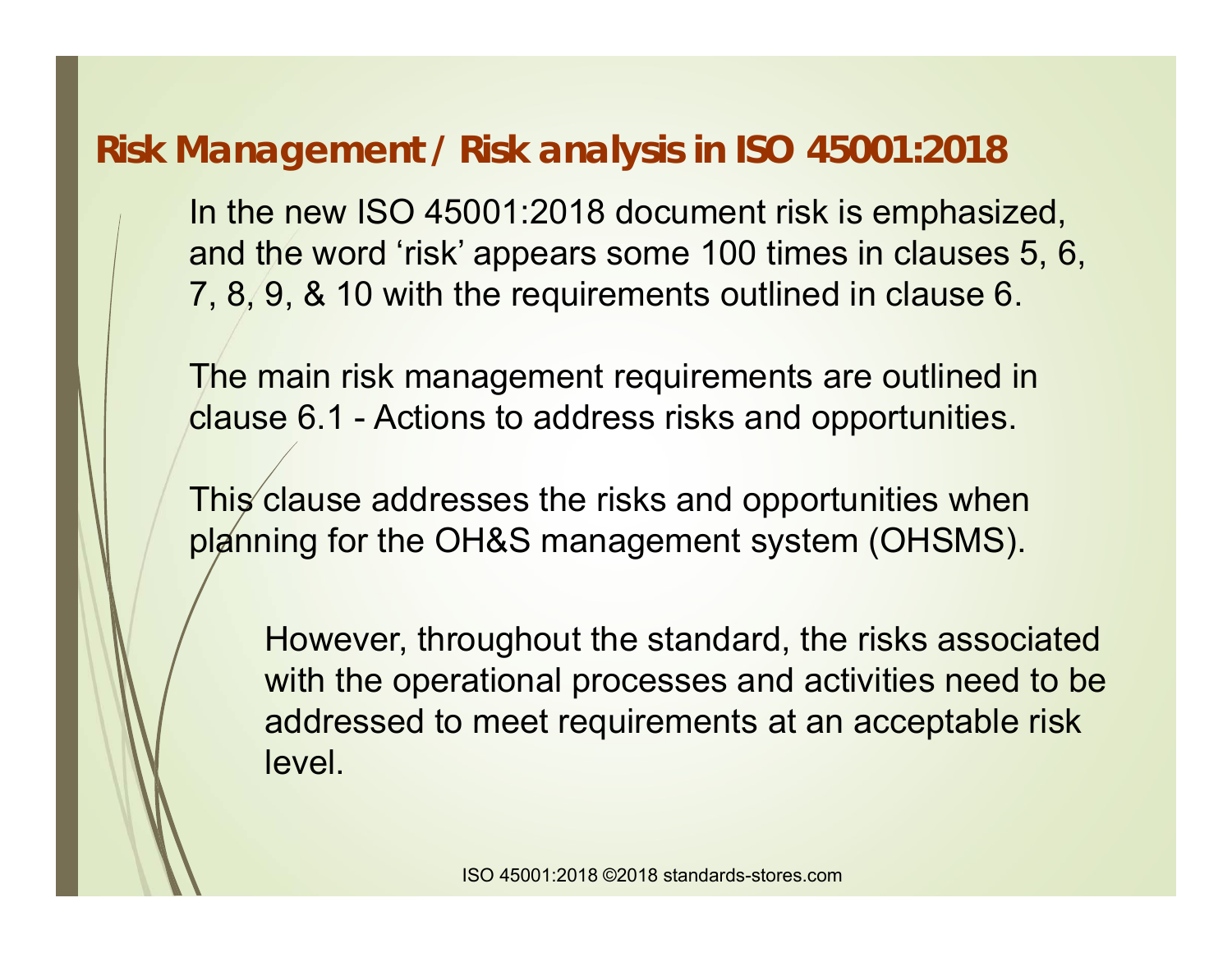## Risk Management / Risk analysis in ISO 45001:2018

In the new ISO 45001:2018 document risk is emphasized, and the word 'risk' appears some 100 times in clauses 5, 6, 7, 8, 9, & 10 with the requirements outlined in clause 6.

The main risk management requirements are outlined in clause 6.1 - Actions to address risks and opportunities.

This clause addresses the risks and opportunities when planning for the OH&S management system (OHSMS).

> However, throughout the standard, the risks associated with the operational processes and activities need to be addressed to meet requirements at an acceptable risk level.